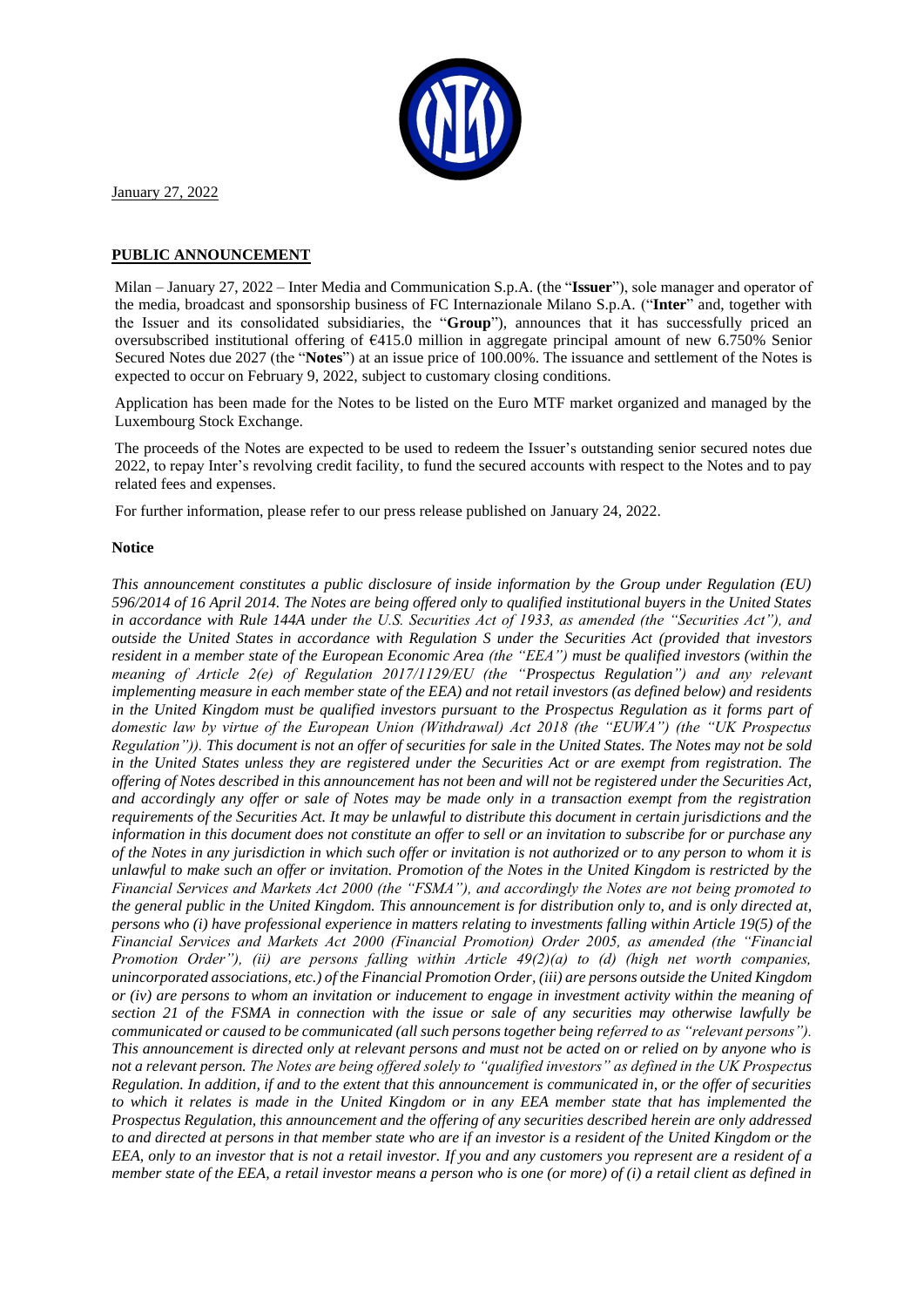January 27, 2022

**PUBLIC ANNOUNCEMENT**

Milan – January 27, 2022 – Inter Media and Communication S.p.A. (the "**Issuer**"), sole manager and operator of the media, broadcast and sponsorship business of FC Internazionale Milano S.p.A. ("**Inter**" and, together with the Issuer and its consolidated subsidiaries, the "**Group**"), announces that it has successfully priced an oversubscribed institutional offering of €415.0 million in aggregate principal amount of new 6.750% Senior Secured Notes due 2027 (the "**Notes**") at an issue price of 100.00%. The issuance and settlement of the Notes is expected to occur on February 9, 2022, subject to customary closing conditions.

Application has been made for the Notes to be listed on the Euro MTF market organized and managed by the Luxembourg Stock Exchange.

The proceeds of the Notes are expected to be used to redeem the Issuer's outstanding senior secured notes due 2022, to repay Inter's revolving credit facility, to fund the secured accounts with respect to the Notes and to pay related fees and expenses.

For further information, please refer to our press release published on January 24, 2022.

**Notice**

*This announcement constitutes a public disclosure of inside information by the Group under Regulation (EU) 596/2014 of 16 April 2014. The Notes are being offered only to qualified institutional buyers in the United States in accordance with Rule 144A under the U.S. Securities Act of 1933, as amended (the "Securities Act"), and outside the United States in accordance with Regulation S under the Securities Act (provided that investors resident in a member state of the European Economic Area (the "EEA") must be qualified investors (within the meaning of Article 2(e) of Regulation 2017/1129/EU (the "Prospectus Regulation") and any relevant implementing measure in each member state of the EEA) and not retail investors (as defined below) and residents in the United Kingdom must be qualified investors pursuant to the Prospectus Regulation as it forms part of domestic law by virtue of the European Union (Withdrawal) Act 2018 (the "EUWA") (the "UK Prospectus Regulation")). This document is not an offer of securities for sale in the United States. The Notes may not be sold in the United States unless they are registered under the Securities Act or are exempt from registration. The offering of Notes described in this announcement has not been and will not be registered under the Securities Act, and accordingly any offer or sale of Notes may be made only in a transaction exempt from the registration requirements of the Securities Act. It may be unlawful to distribute this document in certain jurisdictions and the information in this document does not constitute an offer to sell or an invitation to subscribe for or purchase any of the Notes in any jurisdiction in which such offer or invitation is not authorized or to any person to whom it is unlawful to make such an offer or invitation. Promotion of the Notes in the United Kingdom is restricted by the Financial Services and Markets Act 2000 (the "FSMA"), and accordingly the Notes are not being promoted to the general public in the United Kingdom. This announcement is for distribution only to, and is only directed at, persons who (i) have professional experience in matters relating to investments falling within Article 19(5) of the Financial Services and Markets Act 2000 (Financial Promotion) Order 2005, as amended (the "Financial Promotion Order"), (ii) are persons falling within Article 49(2)(a) to (d) (high net worth companies, unincorporated associations, etc.) of the Financial Promotion Order, (iii) are persons outside the United Kingdom or (iv) are persons to whom an invitation or inducement to engage in investment activity within the meaning of section 21 of the FSMA in connection with the issue or sale of any securities may otherwise lawfully be communicated or caused to be communicated (all such persons together being referred to as "relevant persons"). This announcement is directed only at relevant persons and must not be acted on or relied on by anyone who is not a relevant person. The Notes are being offered solely to "qualified investors" as defined in the UK Prospectus Regulation. In addition, if and to the extent that this announcement is communicated in, or the offer of securities to which it relates is made in the United Kingdom or in any EEA member state that has implemented the Prospectus Regulation, this announcement and the offering of any securities described herein are only addressed to and directed at persons in that member state who are if an investor is a resident of the United Kingdom or the EEA, only to an investor that is not a retail investor. If you and any customers you represent are a resident of a member state of the EEA, a retail investor means a person who is one (or more) of (i) a retail client as defined in*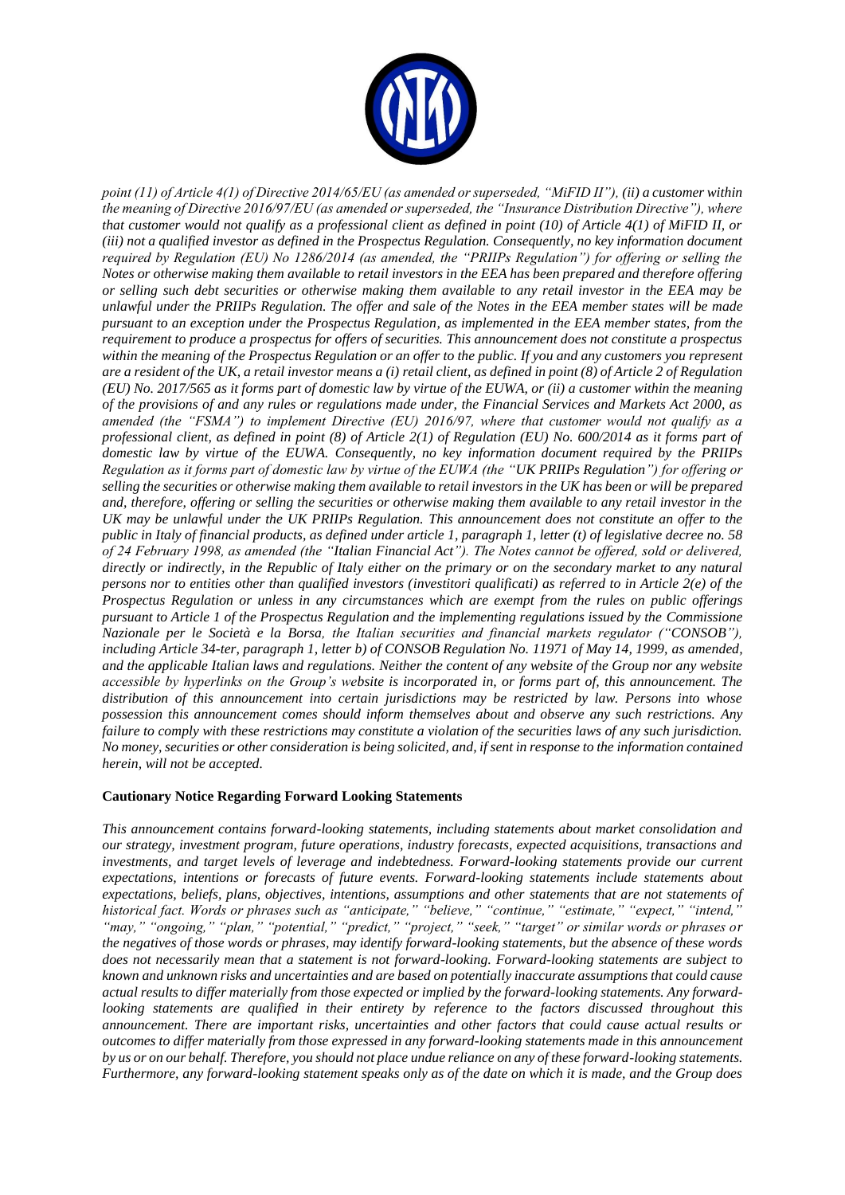*point (11) of Article 4(1) of Directive 2014/65/EU (as amended or superseded, "MiFID II"), (ii) a customer within the meaning of Directive 2016/97/EU (as amended or superseded, the "Insurance Distribution Directive"), where that customer would not qualify as a professional client as defined in point (10) of Article 4(1) of MiFID II, or (iii) not a qualified investor as defined in the Prospectus Regulation. Consequently, no key information document required by Regulation (EU) No 1286/2014 (as amended, the "PRIIPs Regulation") for offering or selling the Notes or otherwise making them available to retail investors in the EEA has been prepared and therefore offering or selling such debt securities or otherwise making them available to any retail investor in the EEA may be unlawful under the PRIIPs Regulation. The offer and sale of the Notes in the EEA member states will be made pursuant to an exception under the Prospectus Regulation, as implemented in the EEA member states, from the requirement to produce a prospectus for offers of securities. This announcement does not constitute a prospectus within the meaning of the Prospectus Regulation or an offer to the public. If you and any customers you represent are a resident of the UK, a retail investor means a (i) retail client, as defined in point (8) of Article 2 of Regulation (EU) No. 2017/565 as it forms part of domestic law by virtue of the EUWA, or (ii) a customer within the meaning of the provisions of and any rules or regulations made under, the Financial Services and Markets Act 2000, as amended (the "FSMA") to implement Directive (EU) 2016/97, where that customer would not qualify as a professional client, as defined in point (8) of Article 2(1) of Regulation (EU) No. 600/2014 as it forms part of domestic law by virtue of the EUWA. Consequently, no key information document required by the PRIIPs Regulation as it forms part of domestic law by virtue of the EUWA (the "UK PRIIPs Regulation") for offering or selling the securities or otherwise making them available to retail investors in the UK has been or will be prepared and, therefore, offering or selling the securities or otherwise making them available to any retail investor in the UK may be unlawful under the UK PRIIPs Regulation. This announcement does not constitute an offer to the public in Italy of financial products, as defined under article 1, paragraph 1, letter (t) of legislative decree no. 58 of 24 February 1998, as amended (the "Italian Financial Act"). The Notes cannot be offered, sold or delivered, directly or indirectly, in the Republic of Italy either on the primary or on the secondary market to any natural persons nor to entities other than qualified investors (investitori qualificati) as referred to in Article 2(e) of the Prospectus Regulation or unless in any circumstances which are exempt from the rules on public offerings pursuant to Article 1 of the Prospectus Regulation and the implementing regulations issued by the Commissione Nazionale per le Società e la Borsa, the Italian securities and financial markets regulator ("CONSOB"), including Article 34-ter, paragraph 1, letter b) of CONSOB Regulation No. 11971 of May 14, 1999, as amended, and the applicable Italian laws and regulations. Neither the content of any website of the Group nor any website accessible by hyperlinks on the Group's website is incorporated in, or forms part of, this announcement. The distribution of this announcement into certain jurisdictions may be restricted by law. Persons into whose possession this announcement comes should inform themselves about and observe any such restrictions. Any failure to comply with these restrictions may constitute a violation of the securities laws of any such jurisdiction. No money, securities or other consideration is being solicited, and, if sent in response to the information contained herein, will not be accepted.*

**Cautionary Notice Regarding Forward Looking Statements**

*This announcement contains forward-looking statements, including statements about market consolidation and our strategy, investment program, future operations, industry forecasts, expected acquisitions, transactions and investments, and target levels of leverage and indebtedness. Forward-looking statements provide our current expectations, intentions or forecasts of future events. Forward-looking statements include statements about expectations, beliefs, plans, objectives, intentions, assumptions and other statements that are not statements of historical fact. Words or phrases such as "anticipate," "believe," "continue," "estimate," "expect," "intend," "may," "ongoing," "plan," "potential," "predict," "project," "seek," "target" or similar words or phrases or the negatives of those words or phrases, may identify forward-looking statements, but the absence of these words does not necessarily mean that a statement is not forward-looking. Forward-looking statements are subject to known and unknown risks and uncertainties and are based on potentially inaccurate assumptions that could cause actual results to differ materially from those expected or implied by the forward-looking statements. Any forward-looking statements are qualified in their entirety by reference to the factors discussed throughout this announcement. There are important risks, uncertainties and other factors that could cause actual results or outcomes to differ materially from those expressed in any forward-looking statements made in this announcement by us or on our behalf. Therefore, you should not place undue reliance on any of these forward-looking statements. Furthermore, any forward-looking statement speaks only as of the date on which it is made, and the Group does*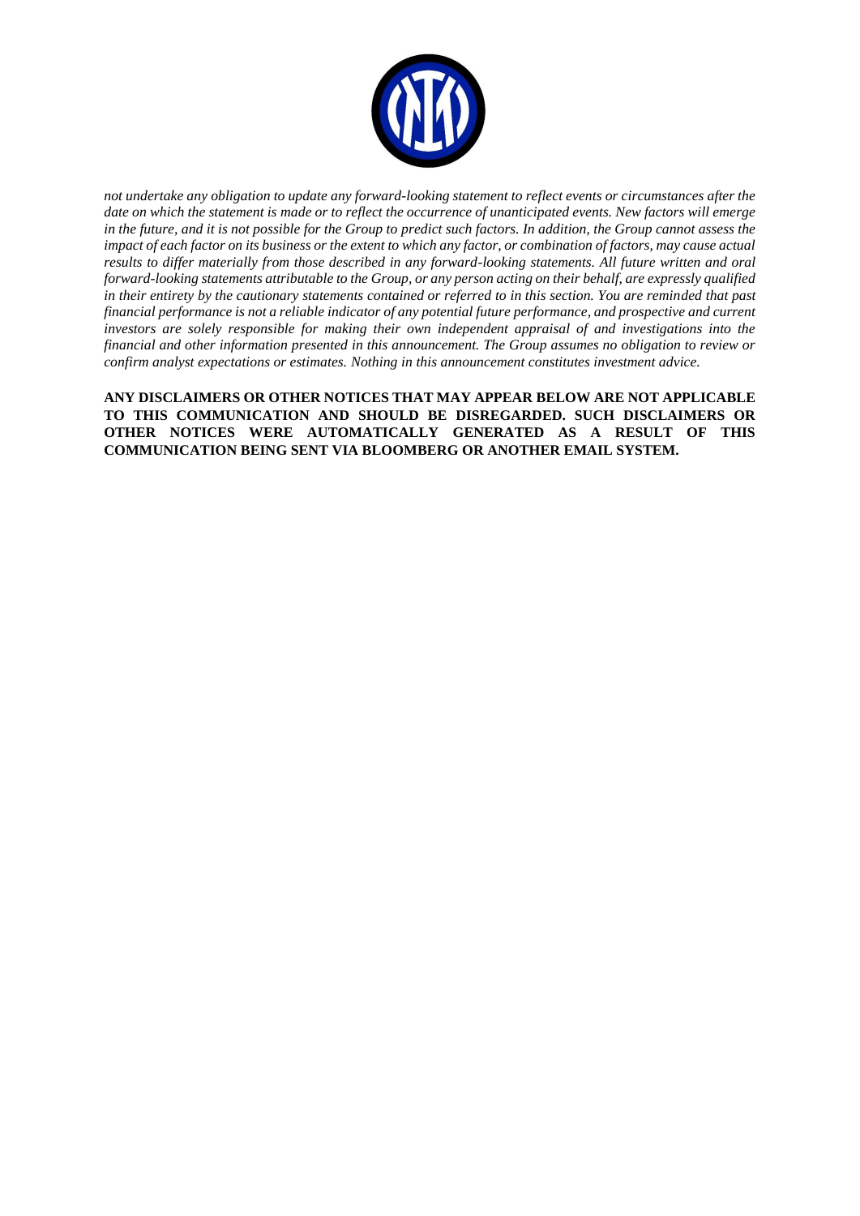*not undertake any obligation to update any forward-looking statement to reflect events or circumstances after the date on which the statement is made or to reflect the occurrence of unanticipated events. New factors will emerge in the future, and it is not possible for the Group to predict such factors. In addition, the Group cannot assess the impact of each factor on its business or the extent to which any factor, or combination of factors, may cause actual results to differ materially from those described in any forward-looking statements. All future written and oral forward-looking statements attributable to the Group, or any person acting on their behalf, are expressly qualified in their entirety by the cautionary statements contained or referred to in this section. You are reminded that past financial performance is not a reliable indicator of any potential future performance, and prospective and current investors are solely responsible for making their own independent appraisal of and investigations into the financial and other information presented in this announcement. The Group assumes no obligation to review or confirm analyst expectations or estimates. Nothing in this announcement constitutes investment advice.*

**ANY DISCLAIMERS OR OTHER NOTICES THAT MAY APPEAR BELOW ARE NOT APPLICABLE TO THIS COMMUNICATION AND SHOULD BE DISREGARDED. SUCH DISCLAIMERS OR OTHER NOTICES WERE AUTOMATICALLY GENERATED AS A RESULT OF THIS COMMUNICATION BEING SENT VIA BLOOMBERG OR ANOTHER EMAIL SYSTEM.**